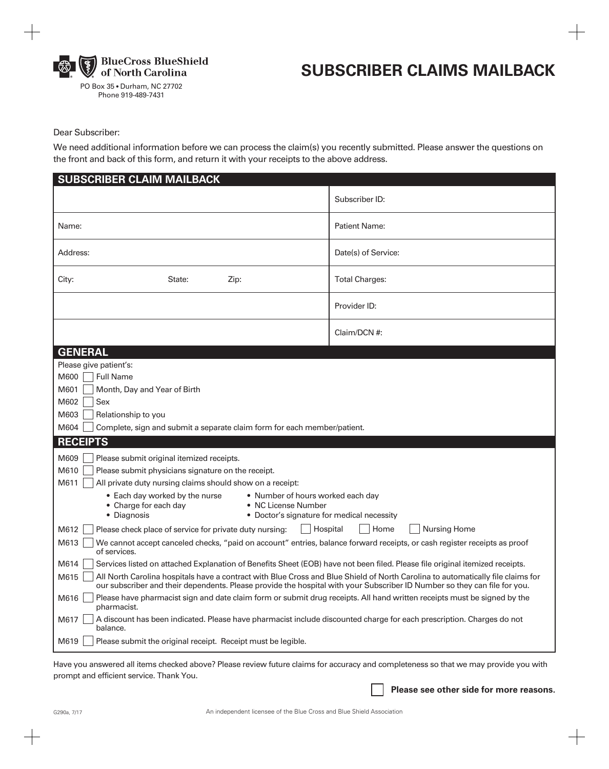BlueCross BlueShield of North Carolina

PO Box 35 • Durham, NC 27702
Phone 919-489-7431

# SUBSCRIBER CLAIMS MAILBACK

Dear Subscriber:

We need additional information before we can process the claim(s) you recently submitted. Please answer the questions on the front and back of this form, and return it with your receipts to the above address.

## SUBSCRIBER CLAIM MAILBACK

| | |
|---|---|
| | Subscriber ID: |
| Name: | Patient Name: |
| Address: | Date(s) of Service: |
| City: State: Zip: | Total Charges: |
| | Provider ID: |
| | Claim/DCN #: |

## GENERAL

Please give patient's:

- M600 ☐ Full Name
- M601 ☐ Month, Day and Year of Birth
- M602 ☐ Sex
- M603 ☐ Relationship to you
- M604 ☐ Complete, sign and submit a separate claim form for each member/patient.

## RECEIPTS

- M609 ☐ Please submit original itemized receipts.
- M610 ☐ Please submit physicians signature on the receipt.
- M611 ☐ All private duty nursing claims should show on a receipt:
  - Each day worked by the nurse
  - Charge for each day
  - Diagnosis
  - Number of hours worked each day
  - NC License Number
  - Doctor's signature for medical necessity
- M612 ☐ Please check place of service for private duty nursing: ☐ Hospital ☐ Home ☐ Nursing Home
- M613 ☐ We cannot accept canceled checks, "paid on account" entries, balance forward receipts, or cash register receipts as proof of services.
- M614 ☐ Services listed on attached Explanation of Benefits Sheet (EOB) have not been filed. Please file original itemized receipts.
- M615 ☐ All North Carolina hospitals have a contract with Blue Cross and Blue Shield of North Carolina to automatically file claims for our subscriber and their dependents. Please provide the hospital with your Subscriber ID Number so they can file for you.
- M616 ☐ Please have pharmacist sign and date claim form or submit drug receipts. All hand written receipts must be signed by the pharmacist.
- M617 ☐ A discount has been indicated. Please have pharmacist include discounted charge for each prescription. Charges do not balance.
- M619 ☐ Please submit the original receipt. Receipt must be legible.

Have you answered all items checked above? Please review future claims for accuracy and completeness so that we may provide you with prompt and efficient service. Thank You.

☐ **Please see other side for more reasons.**

G290a, 7/17

An independent licensee of the Blue Cross and Blue Shield Association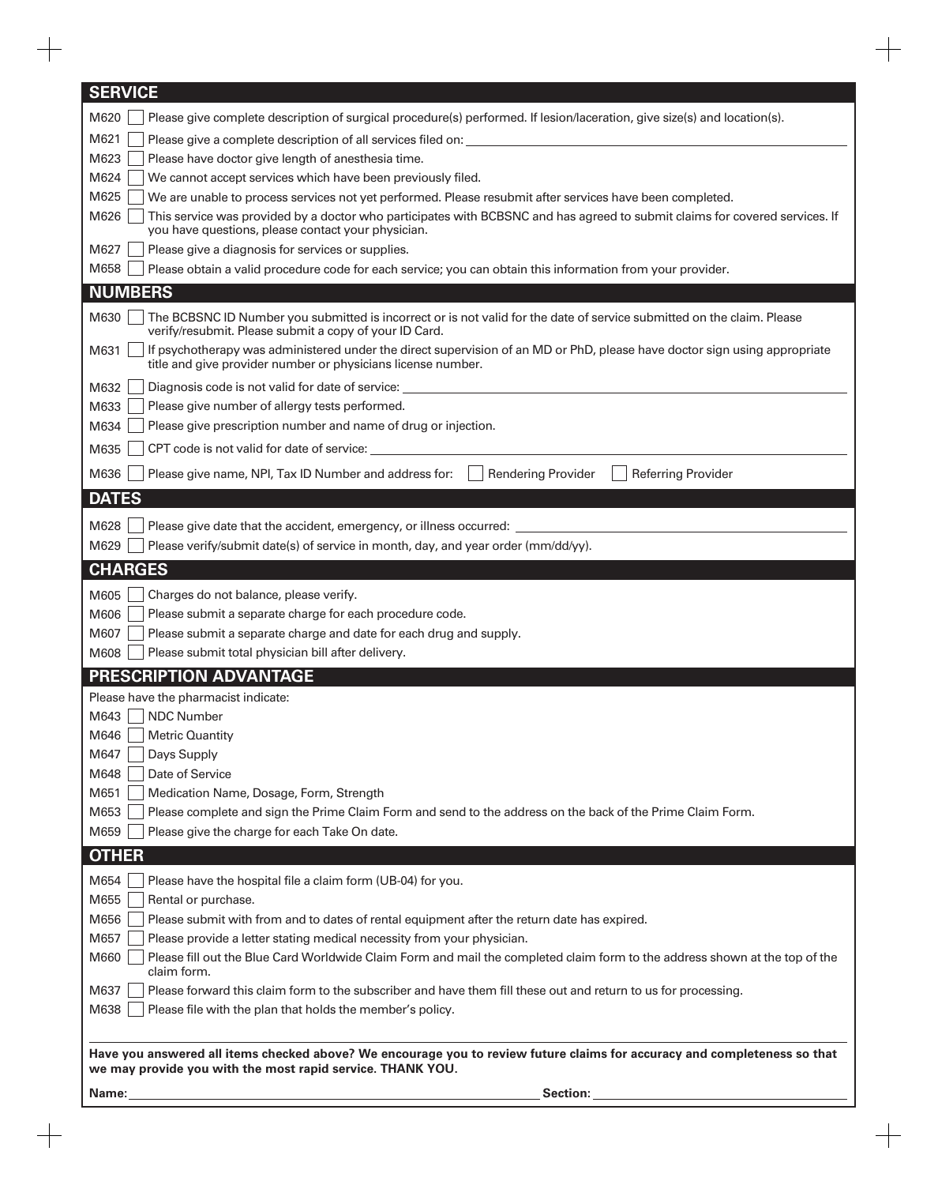## SERVICE

- M620 ☐ Please give complete description of surgical procedure(s) performed. If lesion/laceration, give size(s) and location(s).
- M621 ☐ Please give a complete description of all services filed on: ______
- M623 ☐ Please have doctor give length of anesthesia time.
- M624 ☐ We cannot accept services which have been previously filed.
- M625 ☐ We are unable to process services not yet performed. Please resubmit after services have been completed.
- M626 ☐ This service was provided by a doctor who participates with BCBSNC and has agreed to submit claims for covered services. If you have questions, please contact your physician.
- M627 ☐ Please give a diagnosis for services or supplies.
- M658 ☐ Please obtain a valid procedure code for each service; you can obtain this information from your provider.

## NUMBERS

- M630 ☐ The BCBSNC ID Number you submitted is incorrect or is not valid for the date of service submitted on the claim. Please verify/resubmit. Please submit a copy of your ID Card.
- M631 ☐ If psychotherapy was administered under the direct supervision of an MD or PhD, please have doctor sign using appropriate title and give provider number or physicians license number.
- M632 ☐ Diagnosis code is not valid for date of service: ______
- M633 ☐ Please give number of allergy tests performed.
- M634 ☐ Please give prescription number and name of drug or injection.
- M635 ☐ CPT code is not valid for date of service: ______
- M636 ☐ Please give name, NPI, Tax ID Number and address for: ☐ Rendering Provider ☐ Referring Provider

## DATES

- M628 ☐ Please give date that the accident, emergency, or illness occurred: ______
- M629 ☐ Please verify/submit date(s) of service in month, day, and year order (mm/dd/yy).

## CHARGES

- M605 ☐ Charges do not balance, please verify.
- M606 ☐ Please submit a separate charge for each procedure code.
- M607 ☐ Please submit a separate charge and date for each drug and supply.
- M608 ☐ Please submit total physician bill after delivery.

## PRESCRIPTION ADVANTAGE

Please have the pharmacist indicate:

- M643 ☐ NDC Number
- M646 ☐ Metric Quantity
- M647 ☐ Days Supply
- M648 ☐ Date of Service
- M651 ☐ Medication Name, Dosage, Form, Strength
- M653 ☐ Please complete and sign the Prime Claim Form and send to the address on the back of the Prime Claim Form.
- M659 ☐ Please give the charge for each Take On date.

## OTHER

- M654 ☐ Please have the hospital file a claim form (UB-04) for you.
- M655 ☐ Rental or purchase.
- M656 ☐ Please submit with from and to dates of rental equipment after the return date has expired.
- M657 ☐ Please provide a letter stating medical necessity from your physician.
- M660 ☐ Please fill out the Blue Card Worldwide Claim Form and mail the completed claim form to the address shown at the top of the claim form.
- M637 ☐ Please forward this claim form to the subscriber and have them fill these out and return to us for processing.
- M638 ☐ Please file with the plan that holds the member's policy.

**Have you answered all items checked above? We encourage you to review future claims for accuracy and completeness so that we may provide you with the most rapid service. THANK YOU.**

**Name:** ______ **Section:** ______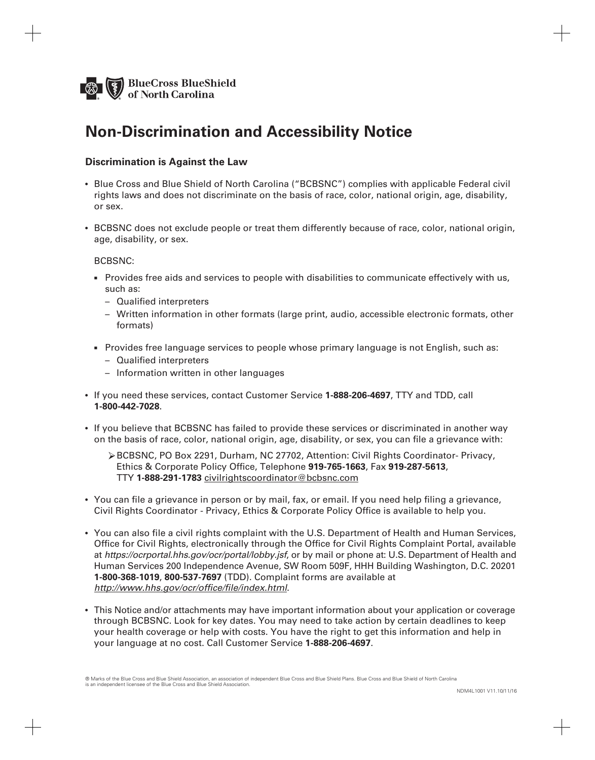BlueCross BlueShield of North Carolina

# Non-Discrimination and Accessibility Notice

### Discrimination is Against the Law

- Blue Cross and Blue Shield of North Carolina ("BCBSNC") complies with applicable Federal civil rights laws and does not discriminate on the basis of race, color, national origin, age, disability, or sex.

- BCBSNC does not exclude people or treat them differently because of race, color, national origin, age, disability, or sex.

  BCBSNC:

  - Provides free aids and services to people with disabilities to communicate effectively with us, such as:
    - Qualified interpreters
    - Written information in other formats (large print, audio, accessible electronic formats, other formats)

  - Provides free language services to people whose primary language is not English, such as:
    - Qualified interpreters
    - Information written in other languages

- If you need these services, contact Customer Service **1-888-206-4697**, TTY and TDD, call **1-800-442-7028**.

- If you believe that BCBSNC has failed to provide these services or discriminated in another way on the basis of race, color, national origin, age, disability, or sex, you can file a grievance with:

  - BCBSNC, PO Box 2291, Durham, NC 27702, Attention: Civil Rights Coordinator- Privacy, Ethics & Corporate Policy Office, Telephone **919-765-1663**, Fax **919-287-5613**, TTY **1-888-291-1783** civilrightscoordinator@bcbsnc.com

- You can file a grievance in person or by mail, fax, or email. If you need help filing a grievance, Civil Rights Coordinator - Privacy, Ethics & Corporate Policy Office is available to help you.

- You can also file a civil rights complaint with the U.S. Department of Health and Human Services, Office for Civil Rights, electronically through the Office for Civil Rights Complaint Portal, available at *https://ocrportal.hhs.gov/ocr/portal/lobby.jsf*, or by mail or phone at: U.S. Department of Health and Human Services 200 Independence Avenue, SW Room 509F, HHH Building Washington, D.C. 20201 **1-800-368-1019**, **800-537-7697** (TDD). Complaint forms are available at *http://www.hhs.gov/ocr/office/file/index.html*.

- This Notice and/or attachments may have important information about your application or coverage through BCBSNC. Look for key dates. You may need to take action by certain deadlines to keep your health coverage or help with costs. You have the right to get this information and help in your language at no cost. Call Customer Service **1-888-206-4697**.

® Marks of the Blue Cross and Blue Shield Association, an association of independent Blue Cross and Blue Shield Plans. Blue Cross and Blue Shield of North Carolina is an independent licensee of the Blue Cross and Blue Shield Association.

NDM4L1001 V11.10/11/16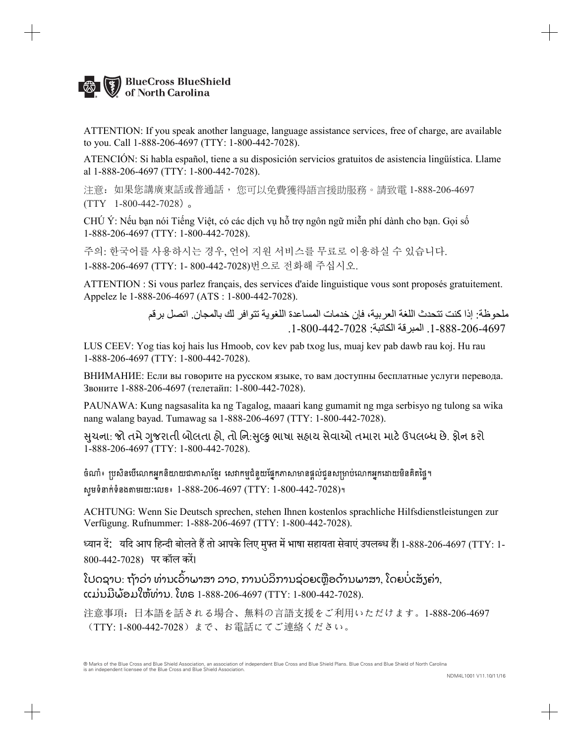BlueCross BlueShield of North Carolina

ATTENTION: If you speak another language, language assistance services, free of charge, are available to you. Call 1-888-206-4697 (TTY: 1-800-442-7028).

ATENCIÓN: Si habla español, tiene a su disposición servicios gratuitos de asistencia lingüística. Llame al 1-888-206-4697 (TTY: 1-800-442-7028).

注意：如果您講廣東話或普通話， 您可以免費獲得語言援助服務。請致電 1-888-206-4697 (TTY 1-800-442-7028）。

CHÚ Ý: Nếu bạn nói Tiếng Việt, có các dịch vụ hỗ trợ ngôn ngữ miễn phí dành cho bạn. Gọi số 1-888-206-4697 (TTY: 1-800-442-7028).

주의: 한국어를 사용하시는 경우, 언어 지원 서비스를 무료로 이용하실 수 있습니다. 1-888-206-4697 (TTY: 1- 800-442-7028)번으로 전화해 주십시오.

ATTENTION : Si vous parlez français, des services d'aide linguistique vous sont proposés gratuitement. Appelez le 1-888-206-4697 (ATS : 1-800-442-7028).

ملحوظة: إذا كنت تتحدث اللغة العربية، فإن خدمات المساعدة اللغوية تتوافر لك بالمجان. اتصل برقم 1-888-206-4697. المبرقة الكاتبة: 1-800-442-7028.

LUS CEEV: Yog tias koj hais lus Hmoob, cov kev pab txog lus, muaj kev pab dawb rau koj. Hu rau 1-888-206-4697 (TTY: 1-800-442-7028).

ВНИМАНИЕ: Если вы говорите на русском языке, то вам доступны бесплатные услуги перевода. Звоните 1-888-206-4697 (телетайп: 1-800-442-7028).

PAUNAWA: Kung nagsasalita ka ng Tagalog, maaari kang gumamit ng mga serbisyo ng tulong sa wika nang walang bayad. Tumawag sa 1-888-206-4697 (TTY: 1-800-442-7028).

સુચના: જો તમે ગુજરાતી બોલતા હો, તો નિ:સુલ્ક ભાષા સહાય સેવાઓ તમારા માટે ઉપલબ્ધ છે. ફોન કરો 1-888-206-4697 (TTY: 1-800-442-7028).

ចំណាំ៖ ប្រសិនបើលោកអ្នកនិយាយជាភាសាខ្មែរ សេវាកម្មជំនួយផ្នែកភាសាមានផ្តល់ជូនសម្រាប់លោកអ្នកដោយមិនគិតថ្លៃ។ សូមទំនាក់ទំនងតាមរយៈលេខ៖ 1-888-206-4697 (TTY: 1-800-442-7028)។

ACHTUNG: Wenn Sie Deutsch sprechen, stehen Ihnen kostenlos sprachliche Hilfsdienstleistungen zur Verfügung. Rufnummer: 1-888-206-4697 (TTY: 1-800-442-7028).

ध्यान दें: यदि आप हिन्दी बोलते हैं तो आपके लिए मुफ्त में भाषा सहायता सेवाएं उपलब्ध हैं। 1-888-206-4697 (TTY: 1-800-442-7028) पर कॉल करें।

ໂປດຊາບ: ຖ້າວ່າ ທ່ານເວົ້າພາສາ ລາວ, ການບໍລິການຊ່ວຍເຫຼືອດ້ານພາສາ, ໂດຍບໍ່ເສັຽຄ່າ, ແມ່ນມີພ້ອມໃຫ້ທ່ານ. ໂທຣ 1-888-206-4697 (TTY: 1-800-442-7028).

注意事項：日本語を話される場合、無料の言語支援をご利用いただけます。1-888-206-4697（TTY: 1-800-442-7028）まで、お電話にてご連絡ください。

® Marks of the Blue Cross and Blue Shield Association, an association of independent Blue Cross and Blue Shield Plans. Blue Cross and Blue Shield of North Carolina is an independent licensee of the Blue Cross and Blue Shield Association.

NDM4L1001 V11.10/11/16